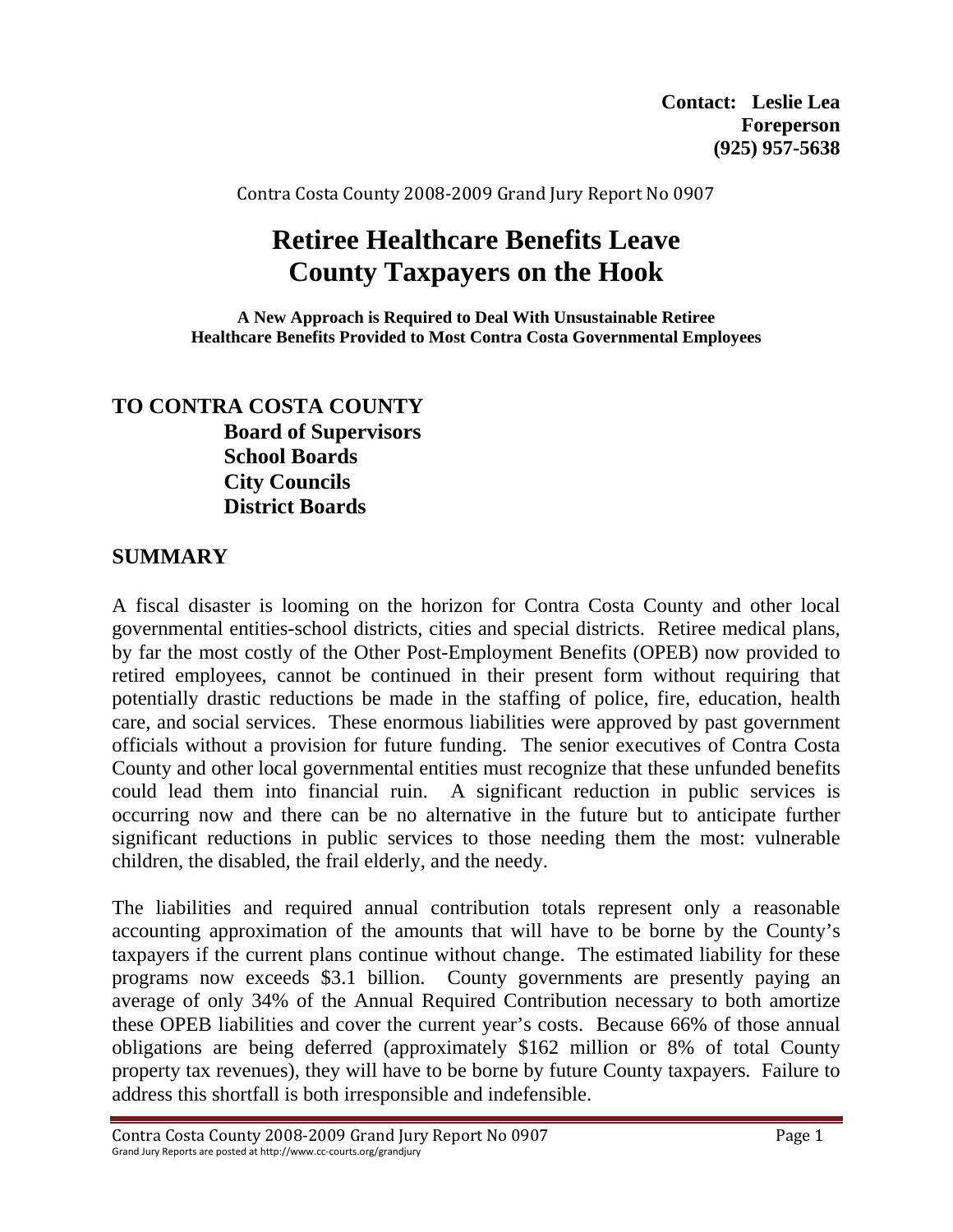**Contact: Leslie Lea**
**Foreperson**
**(925) 957-5638**

Contra Costa County 2008-2009 Grand Jury Report No 0907

# Retiree Healthcare Benefits Leave County Taxpayers on the Hook

**A New Approach is Required to Deal With Unsustainable Retiree Healthcare Benefits Provided to Most Contra Costa Governmental Employees**

## TO CONTRA COSTA COUNTY

**Board of Supervisors**
**School Boards**
**City Councils**
**District Boards**

## SUMMARY

A fiscal disaster is looming on the horizon for Contra Costa County and other local governmental entities-school districts, cities and special districts. Retiree medical plans, by far the most costly of the Other Post-Employment Benefits (OPEB) now provided to retired employees, cannot be continued in their present form without requiring that potentially drastic reductions be made in the staffing of police, fire, education, health care, and social services. These enormous liabilities were approved by past government officials without a provision for future funding. The senior executives of Contra Costa County and other local governmental entities must recognize that these unfunded benefits could lead them into financial ruin. A significant reduction in public services is occurring now and there can be no alternative in the future but to anticipate further significant reductions in public services to those needing them the most: vulnerable children, the disabled, the frail elderly, and the needy.

The liabilities and required annual contribution totals represent only a reasonable accounting approximation of the amounts that will have to be borne by the County's taxpayers if the current plans continue without change. The estimated liability for these programs now exceeds $3.1 billion. County governments are presently paying an average of only 34% of the Annual Required Contribution necessary to both amortize these OPEB liabilities and cover the current year's costs. Because 66% of those annual obligations are being deferred (approximately $162 million or 8% of total County property tax revenues), they will have to be borne by future County taxpayers. Failure to address this shortfall is both irresponsible and indefensible.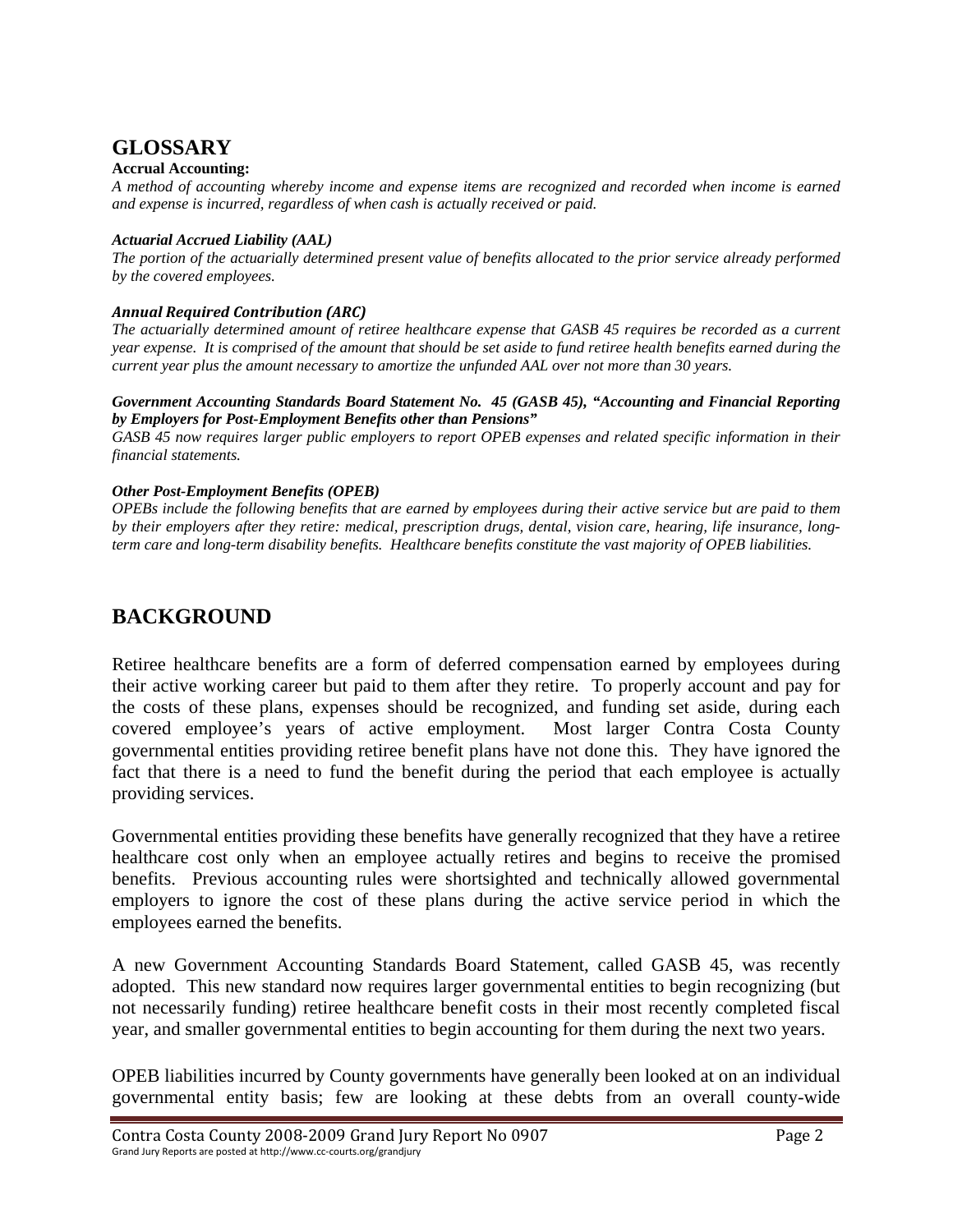## GLOSSARY

**Accrual Accounting:**

*A method of accounting whereby income and expense items are recognized and recorded when income is earned and expense is incurred, regardless of when cash is actually received or paid.*

***Actuarial Accrued Liability (AAL)***

*The portion of the actuarially determined present value of benefits allocated to the prior service already performed by the covered employees.*

***Annual Required Contribution (ARC)***

*The actuarially determined amount of retiree healthcare expense that GASB 45 requires be recorded as a current year expense. It is comprised of the amount that should be set aside to fund retiree health benefits earned during the current year plus the amount necessary to amortize the unfunded AAL over not more than 30 years.*

***Government Accounting Standards Board Statement No. 45 (GASB 45), "Accounting and Financial Reporting by Employers for Post-Employment Benefits other than Pensions"***

*GASB 45 now requires larger public employers to report OPEB expenses and related specific information in their financial statements.*

***Other Post-Employment Benefits (OPEB)***

*OPEBs include the following benefits that are earned by employees during their active service but are paid to them by their employers after they retire: medical, prescription drugs, dental, vision care, hearing, life insurance, long-term care and long-term disability benefits. Healthcare benefits constitute the vast majority of OPEB liabilities.*

## BACKGROUND

Retiree healthcare benefits are a form of deferred compensation earned by employees during their active working career but paid to them after they retire. To properly account and pay for the costs of these plans, expenses should be recognized, and funding set aside, during each covered employee's years of active employment. Most larger Contra Costa County governmental entities providing retiree benefit plans have not done this. They have ignored the fact that there is a need to fund the benefit during the period that each employee is actually providing services.

Governmental entities providing these benefits have generally recognized that they have a retiree healthcare cost only when an employee actually retires and begins to receive the promised benefits. Previous accounting rules were shortsighted and technically allowed governmental employers to ignore the cost of these plans during the active service period in which the employees earned the benefits.

A new Government Accounting Standards Board Statement, called GASB 45, was recently adopted. This new standard now requires larger governmental entities to begin recognizing (but not necessarily funding) retiree healthcare benefit costs in their most recently completed fiscal year, and smaller governmental entities to begin accounting for them during the next two years.

OPEB liabilities incurred by County governments have generally been looked at on an individual governmental entity basis; few are looking at these debts from an overall county-wide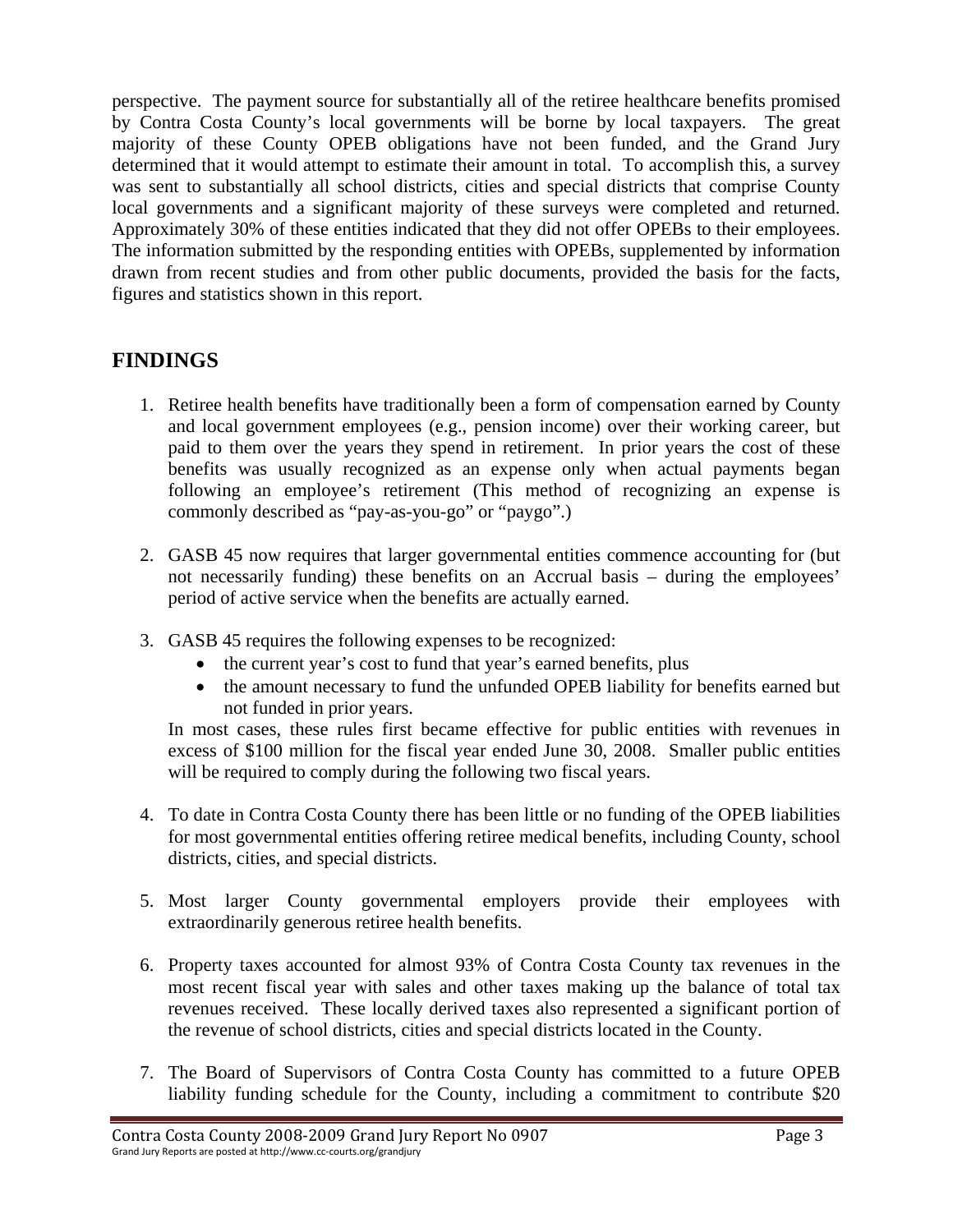perspective. The payment source for substantially all of the retiree healthcare benefits promised by Contra Costa County's local governments will be borne by local taxpayers. The great majority of these County OPEB obligations have not been funded, and the Grand Jury determined that it would attempt to estimate their amount in total. To accomplish this, a survey was sent to substantially all school districts, cities and special districts that comprise County local governments and a significant majority of these surveys were completed and returned. Approximately 30% of these entities indicated that they did not offer OPEBs to their employees. The information submitted by the responding entities with OPEBs, supplemented by information drawn from recent studies and from other public documents, provided the basis for the facts, figures and statistics shown in this report.

## FINDINGS

1. Retiree health benefits have traditionally been a form of compensation earned by County and local government employees (e.g., pension income) over their working career, but paid to them over the years they spend in retirement. In prior years the cost of these benefits was usually recognized as an expense only when actual payments began following an employee's retirement (This method of recognizing an expense is commonly described as "pay-as-you-go" or "paygo".)

2. GASB 45 now requires that larger governmental entities commence accounting for (but not necessarily funding) these benefits on an Accrual basis – during the employees' period of active service when the benefits are actually earned.

3. GASB 45 requires the following expenses to be recognized:
   - the current year's cost to fund that year's earned benefits, plus
   - the amount necessary to fund the unfunded OPEB liability for benefits earned but not funded in prior years.

   In most cases, these rules first became effective for public entities with revenues in excess of $100 million for the fiscal year ended June 30, 2008. Smaller public entities will be required to comply during the following two fiscal years.

4. To date in Contra Costa County there has been little or no funding of the OPEB liabilities for most governmental entities offering retiree medical benefits, including County, school districts, cities, and special districts.

5. Most larger County governmental employers provide their employees with extraordinarily generous retiree health benefits.

6. Property taxes accounted for almost 93% of Contra Costa County tax revenues in the most recent fiscal year with sales and other taxes making up the balance of total tax revenues received. These locally derived taxes also represented a significant portion of the revenue of school districts, cities and special districts located in the County.

7. The Board of Supervisors of Contra Costa County has committed to a future OPEB liability funding schedule for the County, including a commitment to contribute $20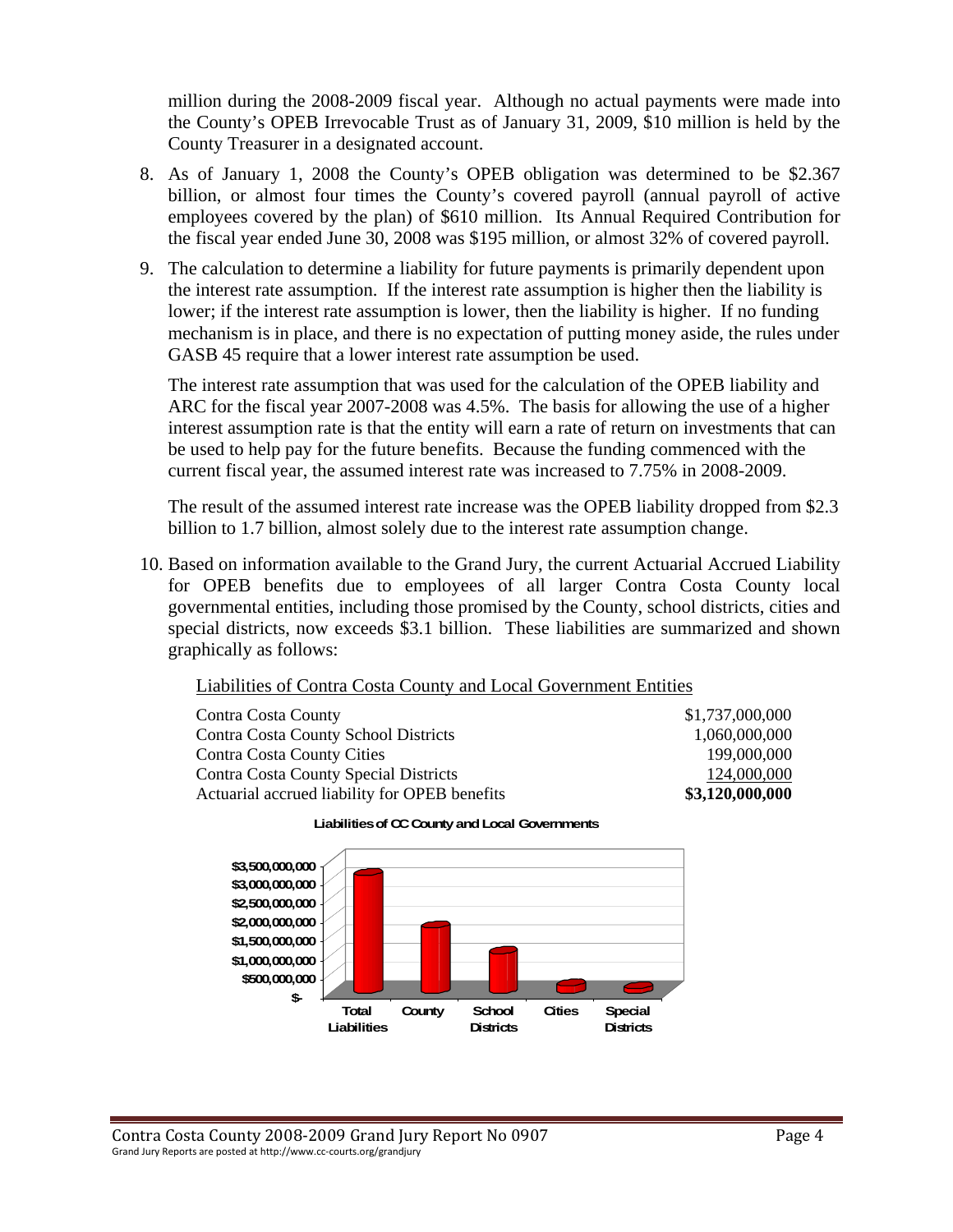million during the 2008-2009 fiscal year. Although no actual payments were made into the County's OPEB Irrevocable Trust as of January 31, 2009, $10 million is held by the County Treasurer in a designated account.

8. As of January 1, 2008 the County's OPEB obligation was determined to be $2.367 billion, or almost four times the County's covered payroll (annual payroll of active employees covered by the plan) of $610 million. Its Annual Required Contribution for the fiscal year ended June 30, 2008 was $195 million, or almost 32% of covered payroll.

9. The calculation to determine a liability for future payments is primarily dependent upon the interest rate assumption. If the interest rate assumption is higher then the liability is lower; if the interest rate assumption is lower, then the liability is higher. If no funding mechanism is in place, and there is no expectation of putting money aside, the rules under GASB 45 require that a lower interest rate assumption be used.

   The interest rate assumption that was used for the calculation of the OPEB liability and ARC for the fiscal year 2007-2008 was 4.5%. The basis for allowing the use of a higher interest assumption rate is that the entity will earn a rate of return on investments that can be used to help pay for the future benefits. Because the funding commenced with the current fiscal year, the assumed interest rate was increased to 7.75% in 2008-2009.

   The result of the assumed interest rate increase was the OPEB liability dropped from $2.3 billion to 1.7 billion, almost solely due to the interest rate assumption change.

10. Based on information available to the Grand Jury, the current Actuarial Accrued Liability for OPEB benefits due to employees of all larger Contra Costa County local governmental entities, including those promised by the County, school districts, cities and special districts, now exceeds $3.1 billion. These liabilities are summarized and shown graphically as follows:

Liabilities of Contra Costa County and Local Government Entities

| | |
|---|---|
| Contra Costa County | $1,737,000,000 |
| Contra Costa County School Districts | 1,060,000,000 |
| Contra Costa County Cities | 199,000,000 |
| Contra Costa County Special Districts | 124,000,000 |
| Actuarial accrued liability for OPEB benefits | **$3,120,000,000** |

**Liabilities of CC County and Local Governments**

| Category | Liabilities |
|---|---|
| Total Liabilities | $3,120,000,000 |
| County | $1,737,000,000 |
| School Districts | $1,060,000,000 |
| Cities | $199,000,000 |
| Special Districts | $124,000,000 |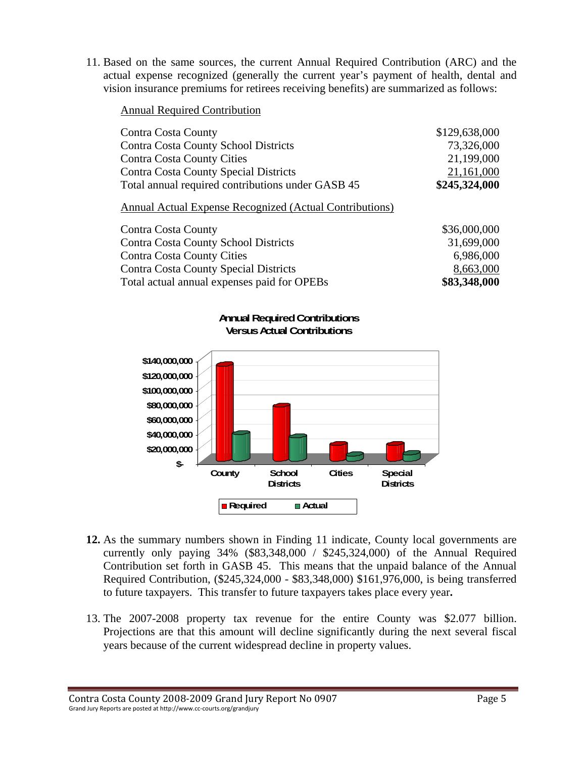11. Based on the same sources, the current Annual Required Contribution (ARC) and the actual expense recognized (generally the current year's payment of health, dental and vision insurance premiums for retirees receiving benefits) are summarized as follows:

<u>Annual Required Contribution</u>

| | |
|---|---|
| Contra Costa County | $129,638,000 |
| Contra Costa County School Districts | 73,326,000 |
| Contra Costa County Cities | 21,199,000 |
| Contra Costa County Special Districts | 21,161,000 |
| Total annual required contributions under GASB 45 | **$245,324,000** |

<u>Annual Actual Expense Recognized (Actual Contributions)</u>

| | |
|---|---|
| Contra Costa County | $36,000,000 |
| Contra Costa County School Districts | 31,699,000 |
| Contra Costa County Cities | 6,986,000 |
| Contra Costa County Special Districts | 8,663,000 |
| Total actual annual expenses paid for OPEBs | **$83,348,000** |

**Annual Required Contributions Versus Actual Contributions**

**12.** As the summary numbers shown in Finding 11 indicate, County local governments are currently only paying 34% ($83,348,000 / $245,324,000) of the Annual Required Contribution set forth in GASB 45. This means that the unpaid balance of the Annual Required Contribution, ($245,324,000 - $83,348,000) $161,976,000, is being transferred to future taxpayers. This transfer to future taxpayers takes place every year**.**

13. The 2007-2008 property tax revenue for the entire County was $2.077 billion. Projections are that this amount will decline significantly during the next several fiscal years because of the current widespread decline in property values.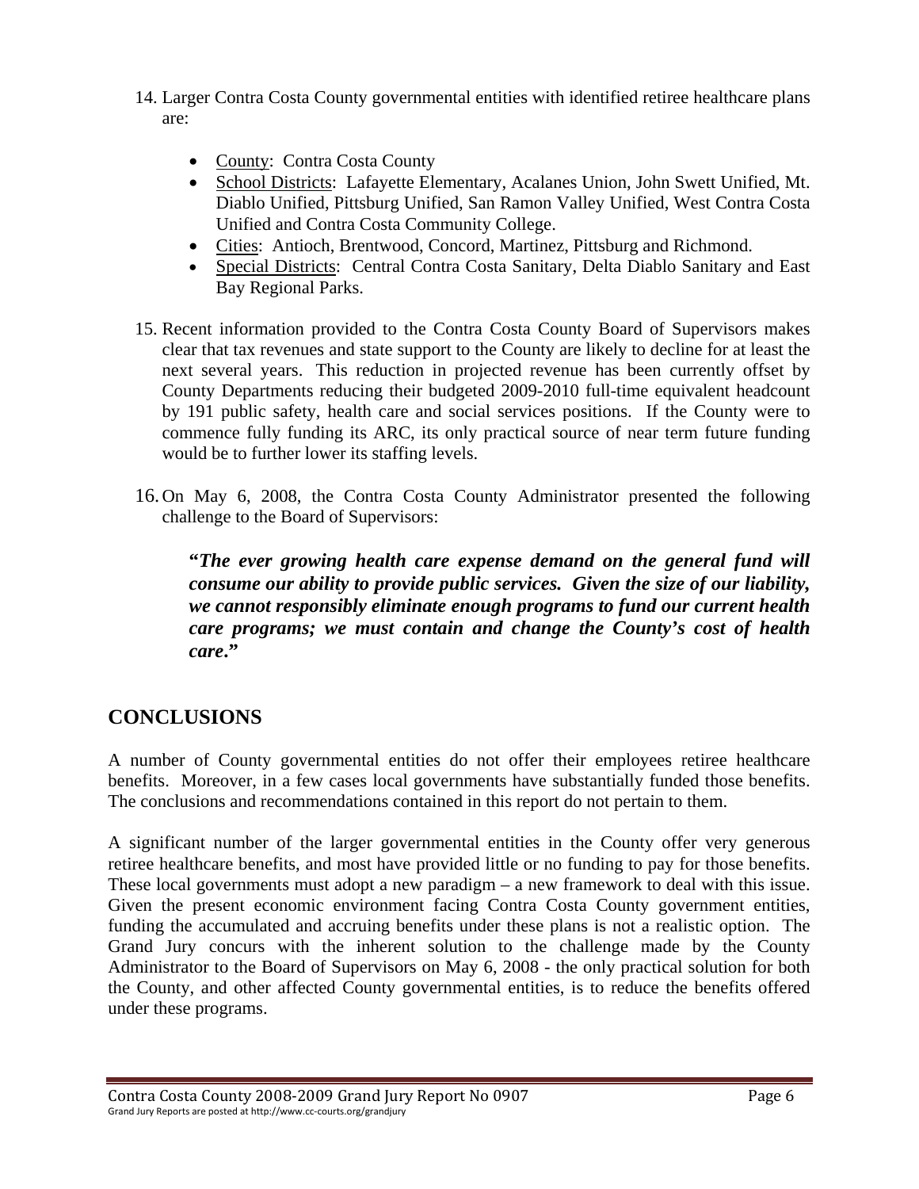14. Larger Contra Costa County governmental entities with identified retiree healthcare plans are:

    - County: Contra Costa County
    - School Districts: Lafayette Elementary, Acalanes Union, John Swett Unified, Mt. Diablo Unified, Pittsburg Unified, San Ramon Valley Unified, West Contra Costa Unified and Contra Costa Community College.
    - Cities: Antioch, Brentwood, Concord, Martinez, Pittsburg and Richmond.
    - Special Districts: Central Contra Costa Sanitary, Delta Diablo Sanitary and East Bay Regional Parks.

15. Recent information provided to the Contra Costa County Board of Supervisors makes clear that tax revenues and state support to the County are likely to decline for at least the next several years. This reduction in projected revenue has been currently offset by County Departments reducing their budgeted 2009-2010 full-time equivalent headcount by 191 public safety, health care and social services positions. If the County were to commence fully funding its ARC, its only practical source of near term future funding would be to further lower its staffing levels.

16. On May 6, 2008, the Contra Costa County Administrator presented the following challenge to the Board of Supervisors:

    ***"The ever growing health care expense demand on the general fund will consume our ability to provide public services. Given the size of our liability, we cannot responsibly eliminate enough programs to fund our current health care programs; we must contain and change the County's cost of health care."***

## CONCLUSIONS

A number of County governmental entities do not offer their employees retiree healthcare benefits. Moreover, in a few cases local governments have substantially funded those benefits. The conclusions and recommendations contained in this report do not pertain to them.

A significant number of the larger governmental entities in the County offer very generous retiree healthcare benefits, and most have provided little or no funding to pay for those benefits. These local governments must adopt a new paradigm – a new framework to deal with this issue. Given the present economic environment facing Contra Costa County government entities, funding the accumulated and accruing benefits under these plans is not a realistic option. The Grand Jury concurs with the inherent solution to the challenge made by the County Administrator to the Board of Supervisors on May 6, 2008 - the only practical solution for both the County, and other affected County governmental entities, is to reduce the benefits offered under these programs.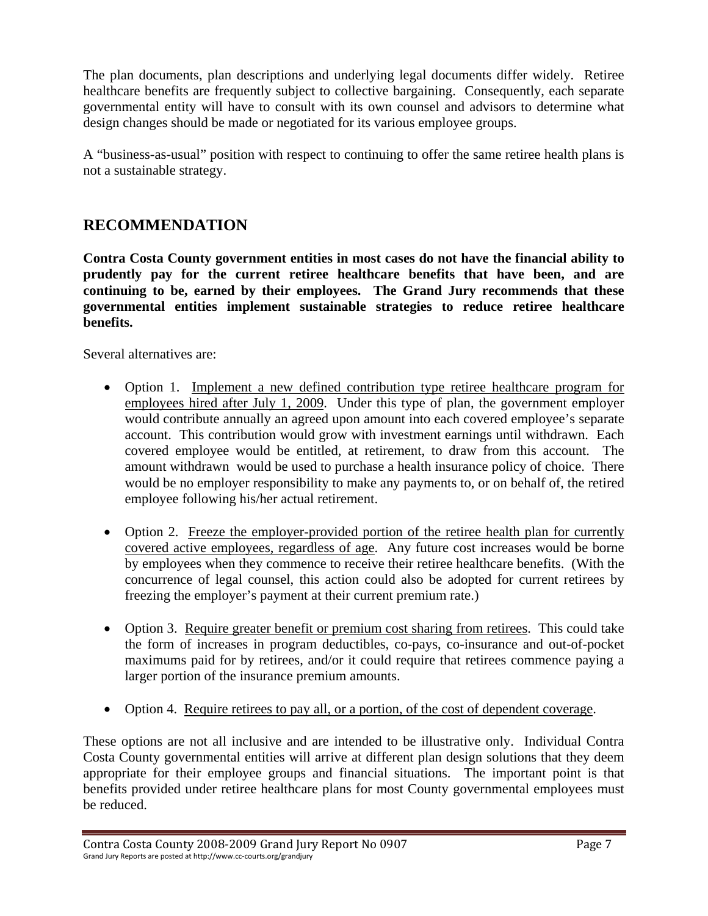The plan documents, plan descriptions and underlying legal documents differ widely. Retiree healthcare benefits are frequently subject to collective bargaining. Consequently, each separate governmental entity will have to consult with its own counsel and advisors to determine what design changes should be made or negotiated for its various employee groups.

A "business-as-usual" position with respect to continuing to offer the same retiree health plans is not a sustainable strategy.

## RECOMMENDATION

**Contra Costa County government entities in most cases do not have the financial ability to prudently pay for the current retiree healthcare benefits that have been, and are continuing to be, earned by their employees. The Grand Jury recommends that these governmental entities implement sustainable strategies to reduce retiree healthcare benefits.**

Several alternatives are:

- Option 1. <u>Implement a new defined contribution type retiree healthcare program for employees hired after July 1, 2009</u>. Under this type of plan, the government employer would contribute annually an agreed upon amount into each covered employee's separate account. This contribution would grow with investment earnings until withdrawn. Each covered employee would be entitled, at retirement, to draw from this account. The amount withdrawn would be used to purchase a health insurance policy of choice. There would be no employer responsibility to make any payments to, or on behalf of, the retired employee following his/her actual retirement.

- Option 2. <u>Freeze the employer-provided portion of the retiree health plan for currently covered active employees, regardless of age</u>. Any future cost increases would be borne by employees when they commence to receive their retiree healthcare benefits. (With the concurrence of legal counsel, this action could also be adopted for current retirees by freezing the employer's payment at their current premium rate.)

- Option 3. <u>Require greater benefit or premium cost sharing from retirees</u>. This could take the form of increases in program deductibles, co-pays, co-insurance and out-of-pocket maximums paid for by retirees, and/or it could require that retirees commence paying a larger portion of the insurance premium amounts.

- Option 4. <u>Require retirees to pay all, or a portion, of the cost of dependent coverage</u>.

These options are not all inclusive and are intended to be illustrative only. Individual Contra Costa County governmental entities will arrive at different plan design solutions that they deem appropriate for their employee groups and financial situations. The important point is that benefits provided under retiree healthcare plans for most County governmental employees must be reduced.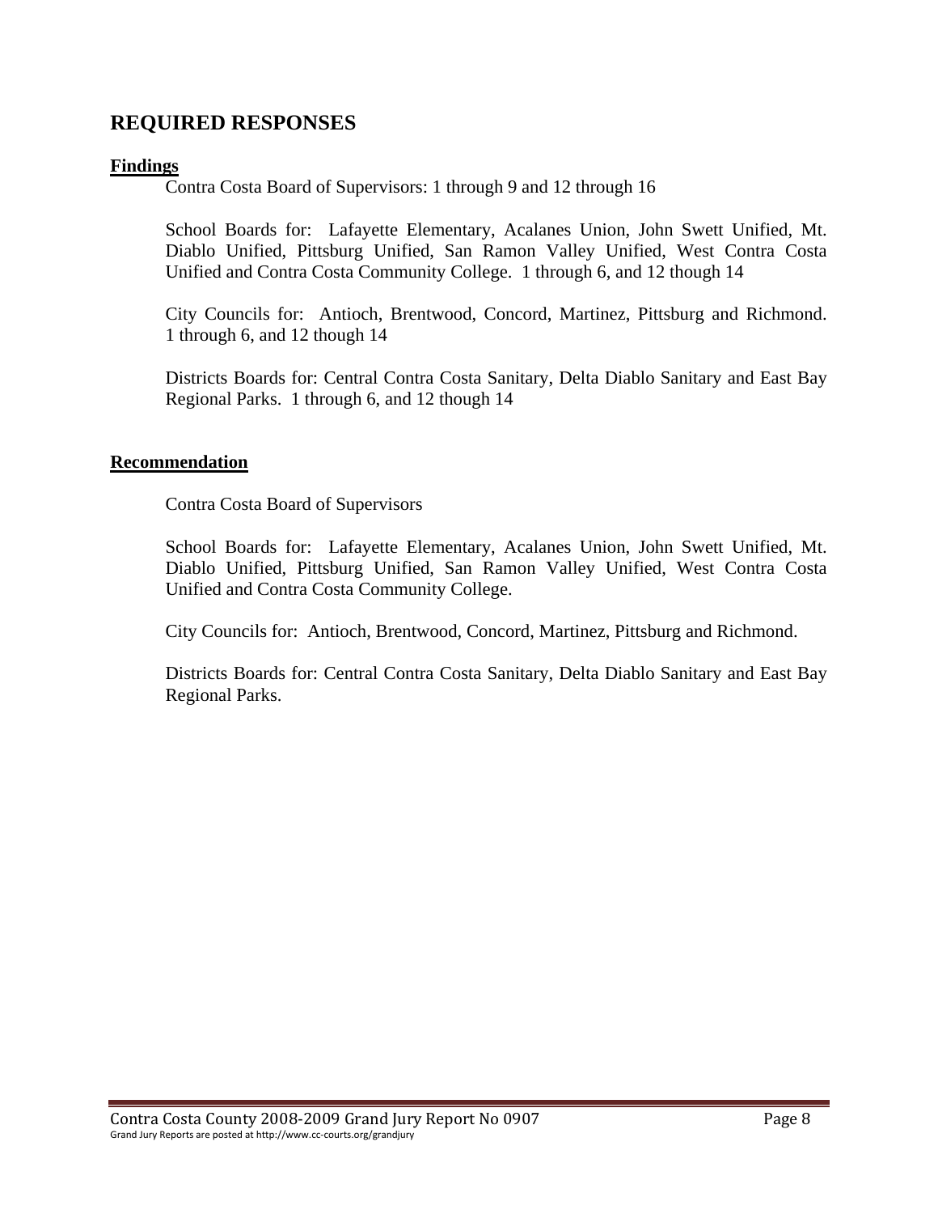## REQUIRED RESPONSES

**Findings**

Contra Costa Board of Supervisors: 1 through 9 and 12 through 16

School Boards for: Lafayette Elementary, Acalanes Union, John Swett Unified, Mt. Diablo Unified, Pittsburg Unified, San Ramon Valley Unified, West Contra Costa Unified and Contra Costa Community College. 1 through 6, and 12 though 14

City Councils for: Antioch, Brentwood, Concord, Martinez, Pittsburg and Richmond. 1 through 6, and 12 though 14

Districts Boards for: Central Contra Costa Sanitary, Delta Diablo Sanitary and East Bay Regional Parks. 1 through 6, and 12 though 14

**Recommendation**

Contra Costa Board of Supervisors

School Boards for: Lafayette Elementary, Acalanes Union, John Swett Unified, Mt. Diablo Unified, Pittsburg Unified, San Ramon Valley Unified, West Contra Costa Unified and Contra Costa Community College.

City Councils for: Antioch, Brentwood, Concord, Martinez, Pittsburg and Richmond.

Districts Boards for: Central Contra Costa Sanitary, Delta Diablo Sanitary and East Bay Regional Parks.